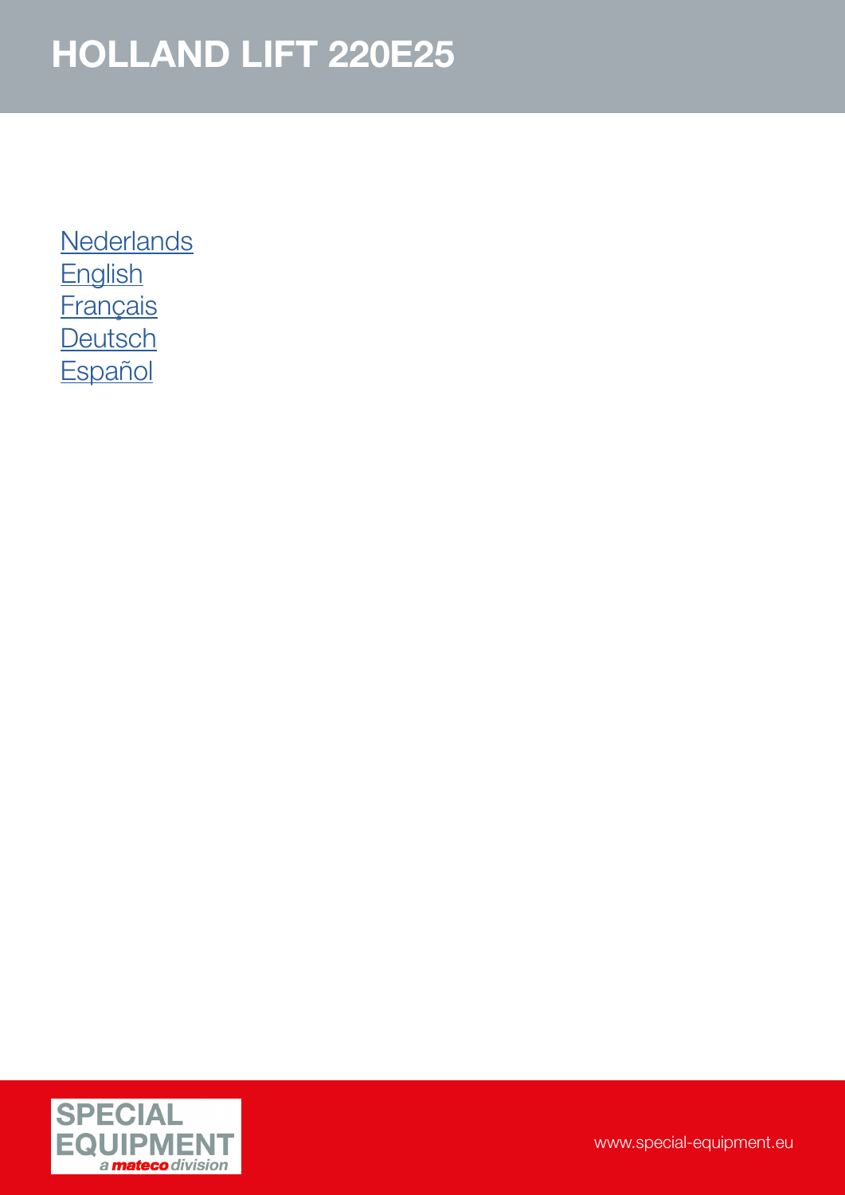# HOLLAND LIFT 220E25

Nederlands
English
Français
Deutsch
Español

SPECIAL EQUIPMENT
a mateco division

www.special-equipment.eu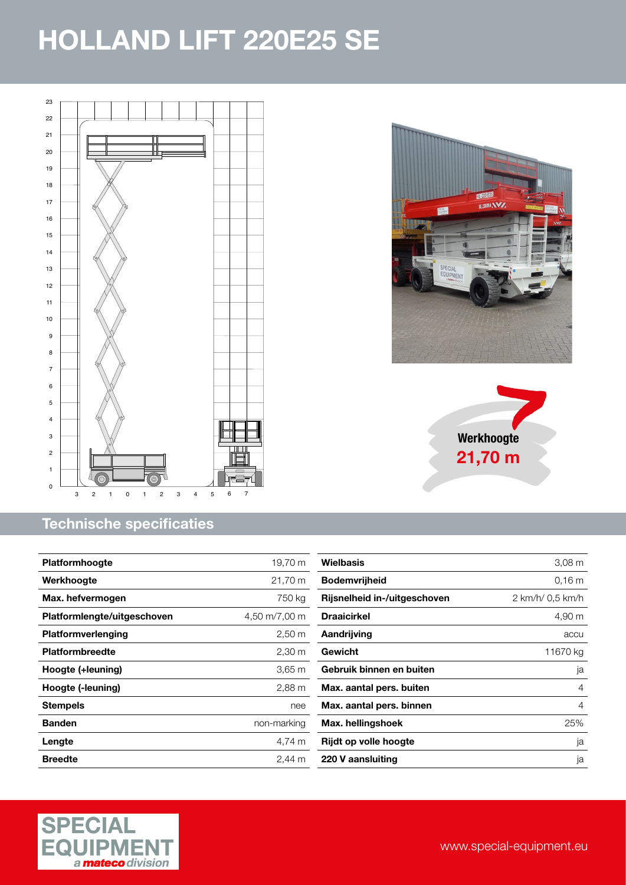# HOLLAND LIFT 220E25 SE

Werkhoogte
21,70 m

## Technische specificaties

| Platformhoogte | 19,70 m |
|---|---|
| Werkhoogte | 21,70 m |
| Max. hefvermogen | 750 kg |
| Platformlengte/uitgeschoven | 4,50 m/7,00 m |
| Platformverlenging | 2,50 m |
| Platformbreedte | 2,30 m |
| Hoogte (+leuning) | 3,65 m |
| Hoogte (-leuning) | 2,88 m |
| Stempels | nee |
| Banden | non-marking |
| Lengte | 4,74 m |
| Breedte | 2,44 m |

| Wielbasis | 3,08 m |
|---|---|
| Bodemvrijheid | 0,16 m |
| Rijsnelheid in-/uitgeschoven | 2 km/h/ 0,5 km/h |
| Draaicirkel | 4,90 m |
| Aandrijving | accu |
| Gewicht | 11670 kg |
| Gebruik binnen en buiten | ja |
| Max. aantal pers. buiten | 4 |
| Max. aantal pers. binnen | 4 |
| Max. hellingshoek | 25% |
| Rijdt op volle hoogte | ja |
| 220 V aansluiting | ja |

SPECIAL EQUIPMENT
*a mateco division*

www.special-equipment.eu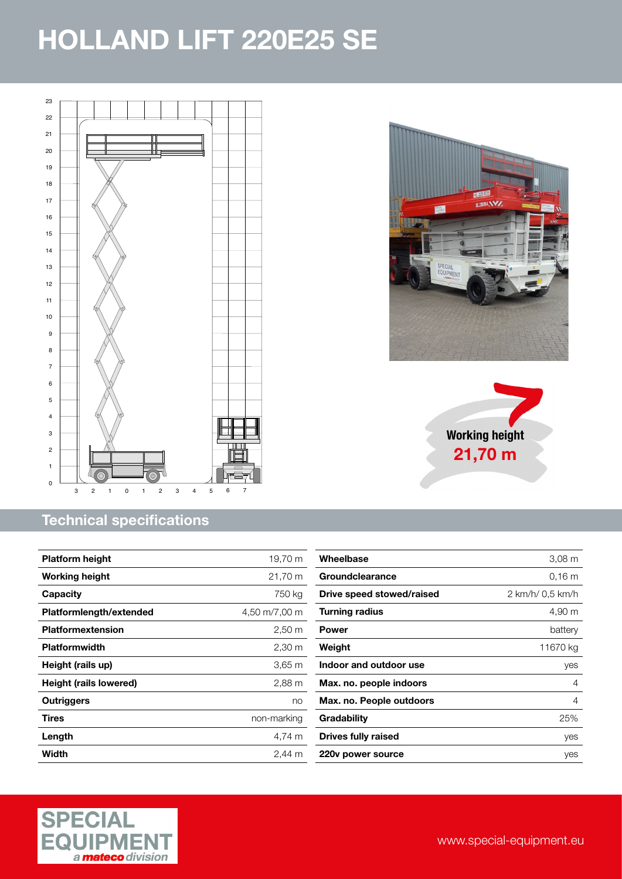# HOLLAND LIFT 220E25 SE

**Working height**
**21,70 m**

## Technical specifications

| | |
|---|---|
| **Platform height** | 19,70 m |
| **Working height** | 21,70 m |
| **Capacity** | 750 kg |
| **Platformlength/extended** | 4,50 m/7,00 m |
| **Platformextension** | 2,50 m |
| **Platformwidth** | 2,30 m |
| **Height (rails up)** | 3,65 m |
| **Height (rails lowered)** | 2,88 m |
| **Outriggers** | no |
| **Tires** | non-marking |
| **Length** | 4,74 m |
| **Width** | 2,44 m |

| | |
|---|---|
| **Wheelbase** | 3,08 m |
| **Groundclearance** | 0,16 m |
| **Drive speed stowed/raised** | 2 km/h/ 0,5 km/h |
| **Turning radius** | 4,90 m |
| **Power** | battery |
| **Weight** | 11670 kg |
| **Indoor and outdoor use** | yes |
| **Max. no. people indoors** | 4 |
| **Max. no. People outdoors** | 4 |
| **Gradability** | 25% |
| **Drives fully raised** | yes |
| **220v power source** | yes |

SPECIAL EQUIPMENT *a mateco division*

www.special-equipment.eu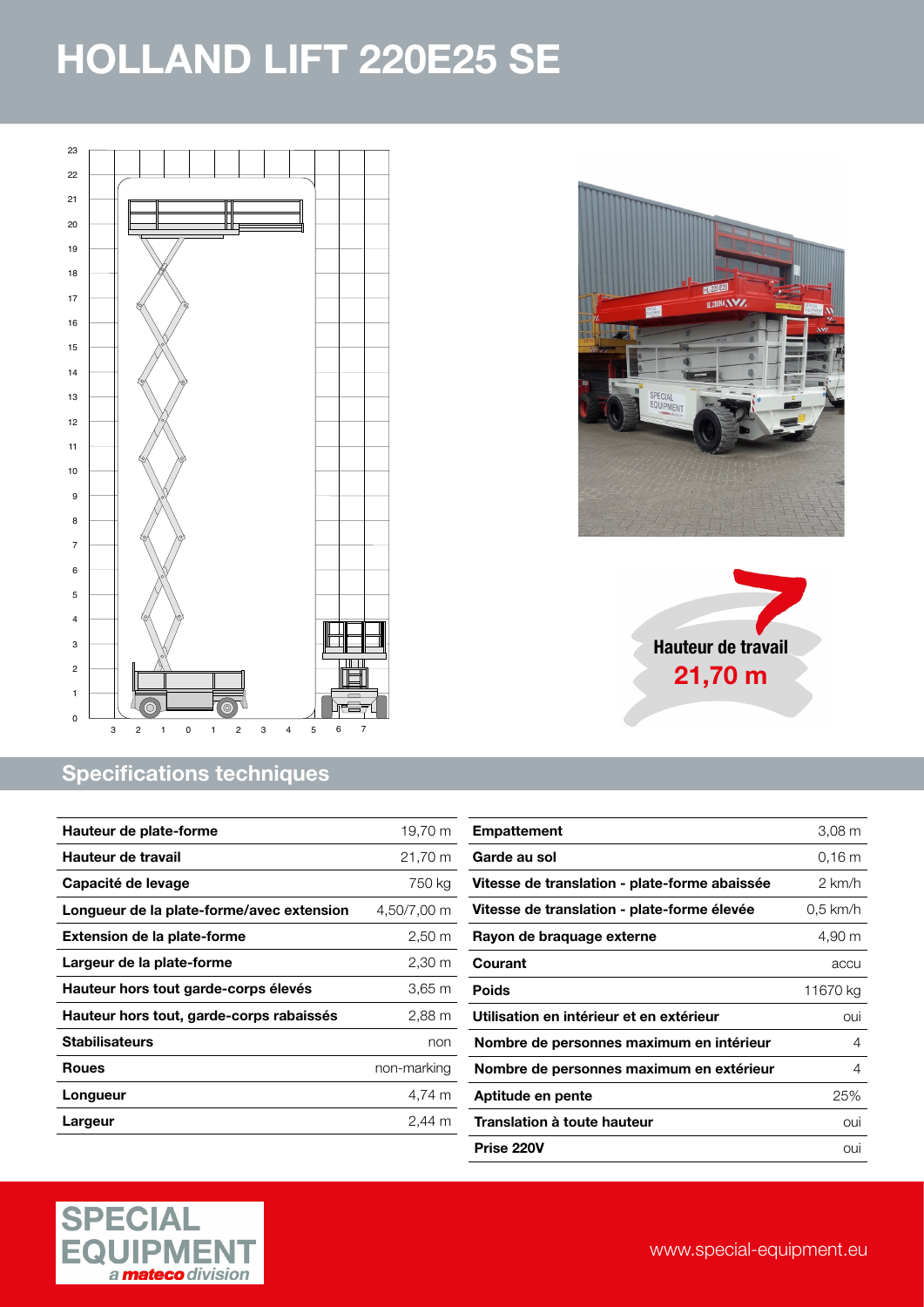# HOLLAND LIFT 220E25 SE

Hauteur de travail
**21,70 m**

## Specifications techniques

| | |
|---|---|
| **Hauteur de plate-forme** | 19,70 m |
| **Hauteur de travail** | 21,70 m |
| **Capacité de levage** | 750 kg |
| **Longueur de la plate-forme/avec extension** | 4,50/7,00 m |
| **Extension de la plate-forme** | 2,50 m |
| **Largeur de la plate-forme** | 2,30 m |
| **Hauteur hors tout garde-corps élevés** | 3,65 m |
| **Hauteur hors tout, garde-corps rabaissés** | 2,88 m |
| **Stabilisateurs** | non |
| **Roues** | non-marking |
| **Longueur** | 4,74 m |
| **Largeur** | 2,44 m |

| | |
|---|---|
| **Empattement** | 3,08 m |
| **Garde au sol** | 0,16 m |
| **Vitesse de translation - plate-forme abaissée** | 2 km/h |
| **Vitesse de translation - plate-forme élevée** | 0,5 km/h |
| **Rayon de braquage externe** | 4,90 m |
| **Courant** | accu |
| **Poids** | 11670 kg |
| **Utilisation en intérieur et en extérieur** | oui |
| **Nombre de personnes maximum en intérieur** | 4 |
| **Nombre de personnes maximum en extérieur** | 4 |
| **Aptitude en pente** | 25% |
| **Translation à toute hauteur** | oui |
| **Prise 220V** | oui |

SPECIAL EQUIPMENT
*a mateco division*

www.special-equipment.eu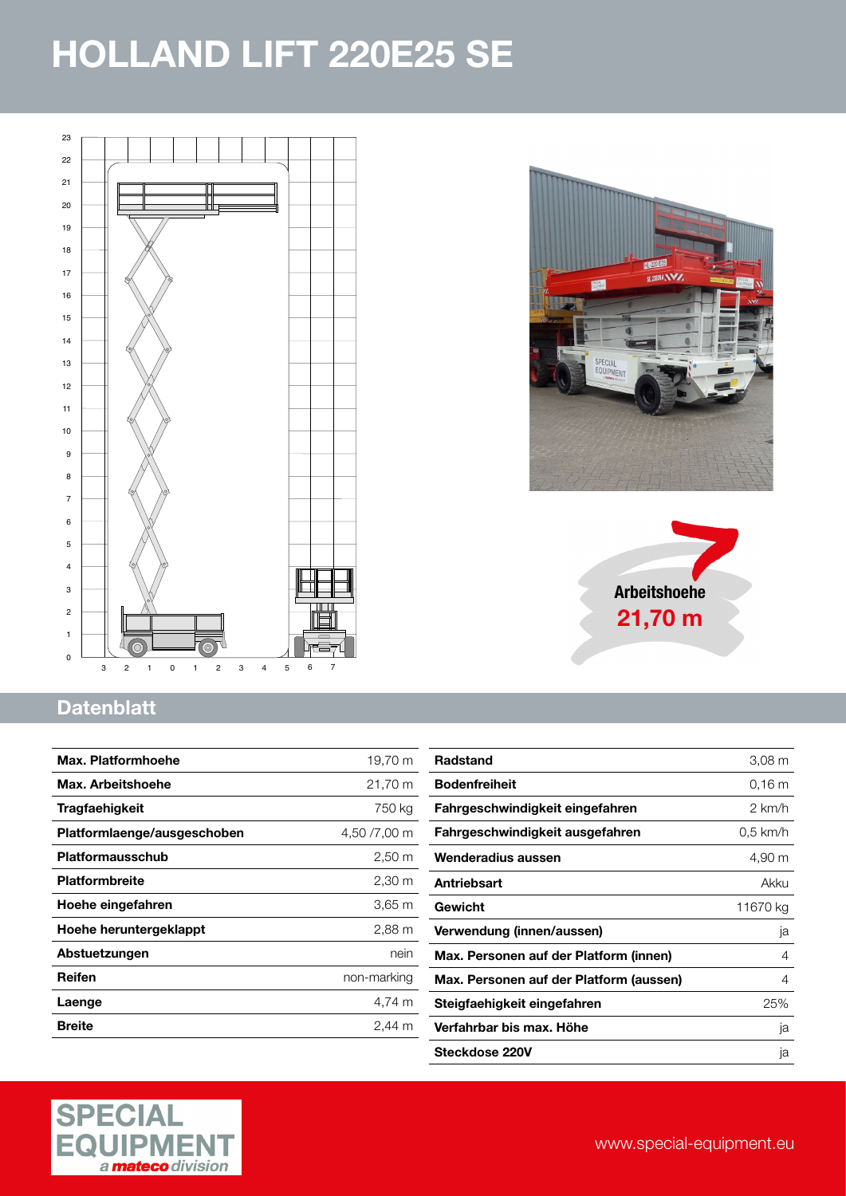# HOLLAND LIFT 220E25 SE

**Arbeitshoehe**
**21,70 m**

## Datenblatt

| | |
|---|---|
| **Max. Platformhoehe** | 19,70 m |
| **Max. Arbeitshoehe** | 21,70 m |
| **Tragfaehigkeit** | 750 kg |
| **Platformlaenge/ausgeschoben** | 4,50 /7,00 m |
| **Platformausschub** | 2,50 m |
| **Platformbreite** | 2,30 m |
| **Hoehe eingefahren** | 3,65 m |
| **Hoehe heruntergeklappt** | 2,88 m |
| **Abstuetzungen** | nein |
| **Reifen** | non-marking |
| **Laenge** | 4,74 m |
| **Breite** | 2,44 m |

| | |
|---|---|
| **Radstand** | 3,08 m |
| **Bodenfreiheit** | 0,16 m |
| **Fahrgeschwindigkeit eingefahren** | 2 km/h |
| **Fahrgeschwindigkeit ausgefahren** | 0,5 km/h |
| **Wenderadius aussen** | 4,90 m |
| **Antriebsart** | Akku |
| **Gewicht** | 11670 kg |
| **Verwendung (innen/aussen)** | ja |
| **Max. Personen auf der Platform (innen)** | 4 |
| **Max. Personen auf der Platform (aussen)** | 4 |
| **Steigfaehigkeit eingefahren** | 25% |
| **Verfahrbar bis max. Höhe** | ja |
| **Steckdose 220V** | ja |

SPECIAL EQUIPMENT a mateco division

www.special-equipment.eu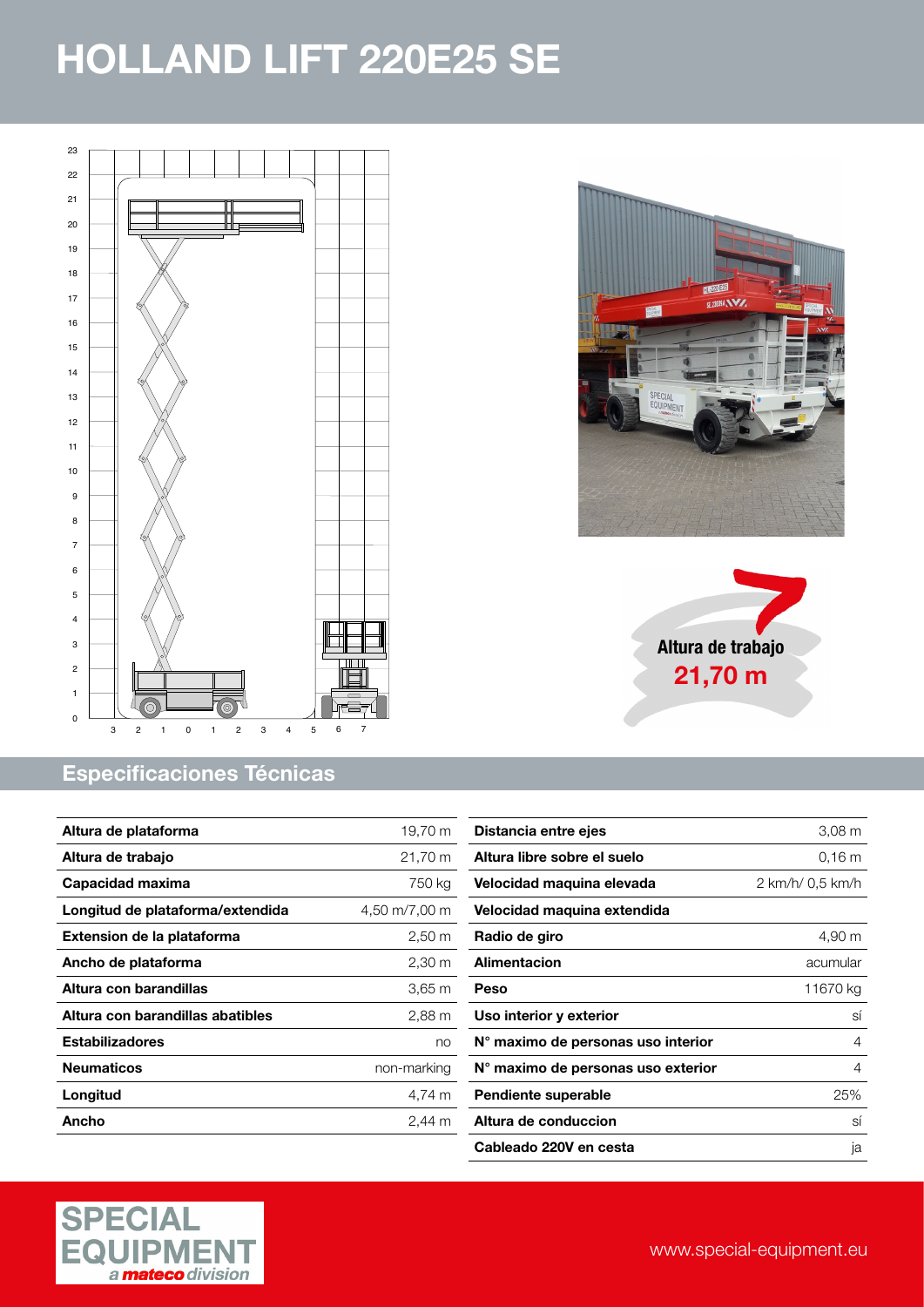# HOLLAND LIFT 220E25 SE

23
22
21
20
19
18
17
16
15
14
13
12
11
10
9
8
7
6
5
4
3
2
1
0

3 2 1 0 1 2 3 4 5 6 7

Altura de trabajo
**21,70 m**

## Especificaciones Técnicas

| | |
|---|---|
| **Altura de plataforma** | 19,70 m |
| **Altura de trabajo** | 21,70 m |
| **Capacidad maxima** | 750 kg |
| **Longitud de plataforma/extendida** | 4,50 m/7,00 m |
| **Extension de la plataforma** | 2,50 m |
| **Ancho de plataforma** | 2,30 m |
| **Altura con barandillas** | 3,65 m |
| **Altura con barandillas abatibles** | 2,88 m |
| **Estabilizadores** | no |
| **Neumaticos** | non-marking |
| **Longitud** | 4,74 m |
| **Ancho** | 2,44 m |

| | |
|---|---|
| **Distancia entre ejes** | 3,08 m |
| **Altura libre sobre el suelo** | 0,16 m |
| **Velocidad maquina elevada** | 2 km/h/ 0,5 km/h |
| **Velocidad maquina extendida** | |
| **Radio de giro** | 4,90 m |
| **Alimentacion** | acumular |
| **Peso** | 11670 kg |
| **Uso interior y exterior** | sí |
| **N° maximo de personas uso interior** | 4 |
| **N° maximo de personas uso exterior** | 4 |
| **Pendiente superable** | 25% |
| **Altura de conduccion** | sí |
| **Cableado 220V en cesta** | ja |

SPECIAL EQUIPMENT
*a mateco division*

www.special-equipment.eu